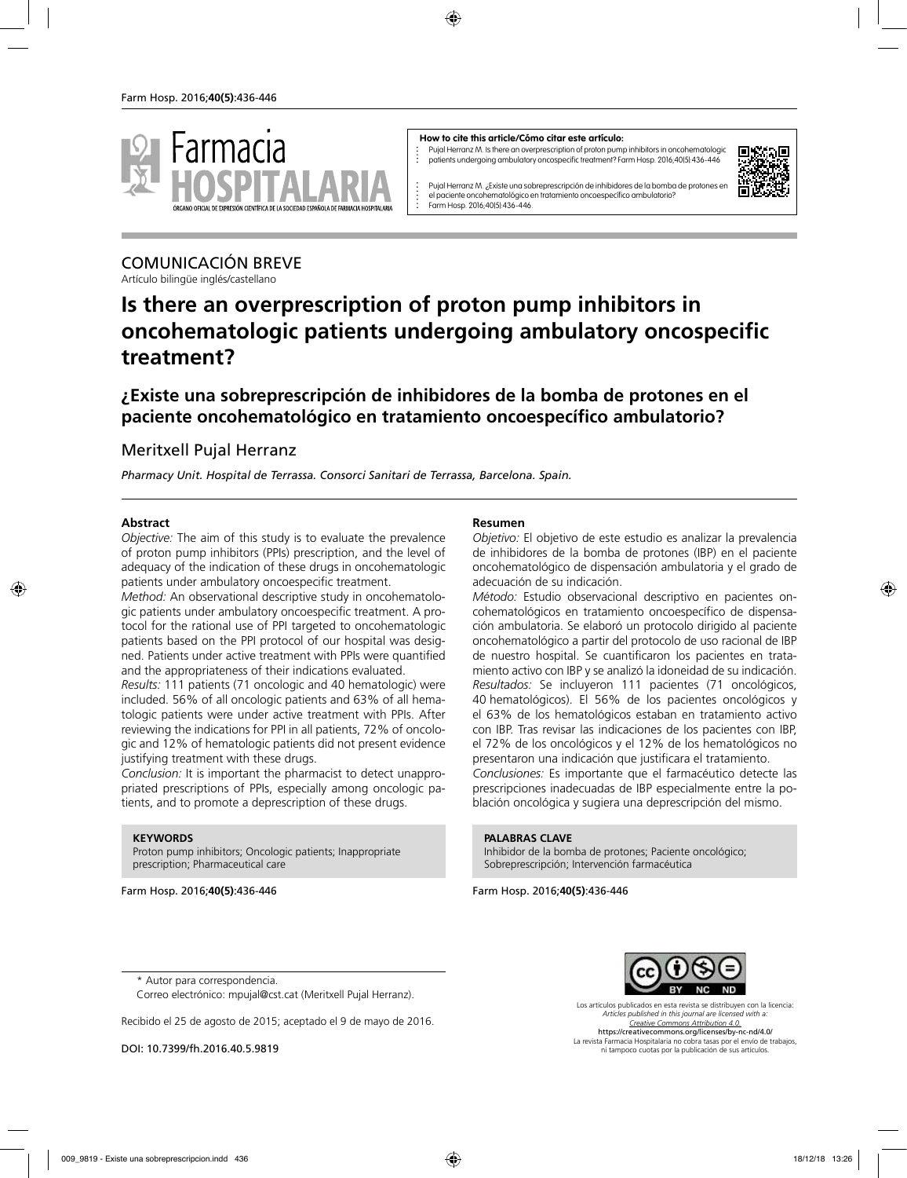**How to cite this article/Cómo citar este artículo:**

Pujal Herranz M. Is there an overprescription of proton pump inhibitors in oncohematologic patients undergoing ambulatory oncospecific treatment? Farm Hosp. 2016;40(5):436-446

Pujal Herranz M. ¿Existe una sobreprescripción de inhibidores de la bomba de protones en el paciente oncohematológico en tratamiento oncoespecífico ambulatorio? Farm Hosp. 2016;40(5):436-446.

COMUNICACIÓN BREVE

Artículo bilingüe inglés/castellano

# Is there an overprescription of proton pump inhibitors in oncohematologic patients undergoing ambulatory oncospecific treatment?

## ¿Existe una sobreprescripción de inhibidores de la bomba de protones en el paciente oncohematológico en tratamiento oncoespecífico ambulatorio?

Meritxell Pujal Herranz

*Pharmacy Unit. Hospital de Terrassa. Consorci Sanitari de Terrassa, Barcelona. Spain.*

### Abstract

*Objective:* The aim of this study is to evaluate the prevalence of proton pump inhibitors (PPIs) prescription, and the level of adequacy of the indication of these drugs in oncohematologic patients under ambulatory oncoespecific treatment.

*Method:* An observational descriptive study in oncohematologic patients under ambulatory oncoespecific treatment. A protocol for the rational use of PPI targeted to oncohematologic patients based on the PPI protocol of our hospital was designed. Patients under active treatment with PPIs were quantified and the appropriateness of their indications evaluated.

*Results:* 111 patients (71 oncologic and 40 hematologic) were included. 56% of all oncologic patients and 63% of all hematologic patients were under active treatment with PPIs. After reviewing the indications for PPI in all patients, 72% of oncologic and 12% of hematologic patients did not present evidence justifying treatment with these drugs.

*Conclusion:* It is important the pharmacist to detect unappropriated prescriptions of PPIs, especially among oncologic patients, and to promote a deprescription of these drugs.

**KEYWORDS**

Proton pump inhibitors; Oncologic patients; Inappropriate prescription; Pharmaceutical care

### Resumen

*Objetivo:* El objetivo de este estudio es analizar la prevalencia de inhibidores de la bomba de protones (IBP) en el paciente oncohematológico de dispensación ambulatoria y el grado de adecuación de su indicación.

*Método:* Estudio observacional descriptivo en pacientes oncohematológicos en tratamiento oncoespecífico de dispensación ambulatoria. Se elaboró un protocolo dirigido al paciente oncohematológico a partir del protocolo de uso racional de IBP de nuestro hospital. Se cuantificaron los pacientes en tratamiento activo con IBP y se analizó la idoneidad de su indicación.

*Resultados:* Se incluyeron 111 pacientes (71 oncológicos, 40 hematológicos). El 56% de los pacientes oncológicos y el 63% de los hematológicos estaban en tratamiento activo con IBP. Tras revisar las indicaciones de los pacientes con IBP, el 72% de los oncológicos y el 12% de los hematológicos no presentaron una indicación que justificara el tratamiento.

*Conclusiones:* Es importante que el farmacéutico detecte las prescripciones inadecuadas de IBP especialmente entre la población oncológica y sugiera una deprescripción del mismo.

**PALABRAS CLAVE**

Inhibidor de la bomba de protones; Paciente oncológico; Sobreprescripción; Intervención farmacéutica

\* Autor para correspondencia.

Correo electrónico: mpujal@cst.cat (Meritxell Pujal Herranz).

Recibido el 25 de agosto de 2015; aceptado el 9 de mayo de 2016.

DOI: 10.7399/fh.2016.40.5.9819

Los artículos publicados en esta revista se distribuyen con la licencia:
*Articles published in this journal are licensed with a:*
*Creative Commons Attribution 4.0.*
https://creativecommons.org/licenses/by-nc-nd/4.0/
La revista Farmacia Hospitalaria no cobra tasas por el envío de trabajos, ni tampoco cuotas por la publicación de sus artículos.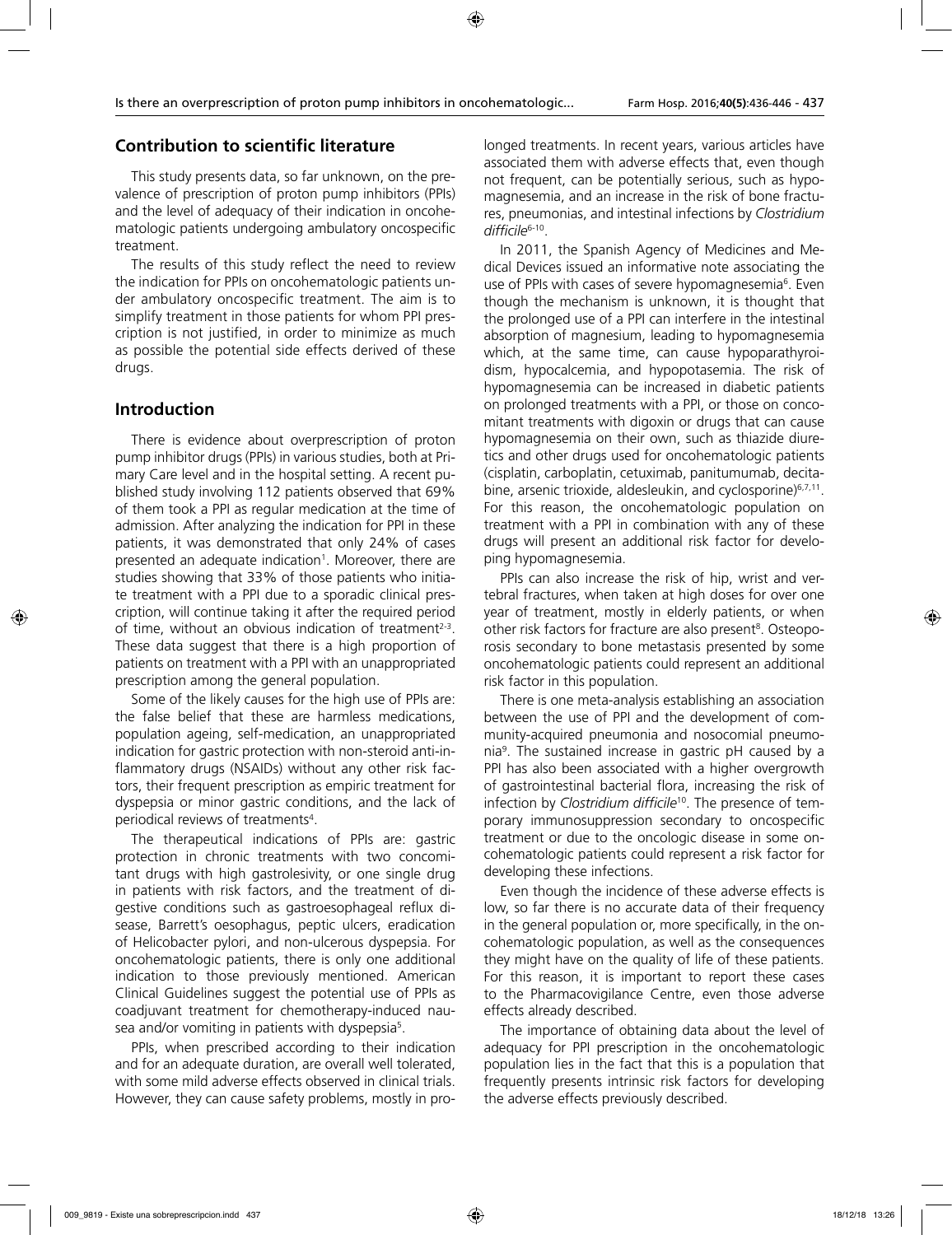## Contribution to scientific literature

This study presents data, so far unknown, on the prevalence of prescription of proton pump inhibitors (PPIs) and the level of adequacy of their indication in oncohematologic patients undergoing ambulatory oncospecific treatment.

The results of this study reflect the need to review the indication for PPIs on oncohematologic patients under ambulatory oncospecific treatment. The aim is to simplify treatment in those patients for whom PPI prescription is not justified, in order to minimize as much as possible the potential side effects derived of these drugs.

## Introduction

There is evidence about overprescription of proton pump inhibitor drugs (PPIs) in various studies, both at Primary Care level and in the hospital setting. A recent published study involving 112 patients observed that 69% of them took a PPI as regular medication at the time of admission. After analyzing the indication for PPI in these patients, it was demonstrated that only 24% of cases presented an adequate indication[1]. Moreover, there are studies showing that 33% of those patients who initiate treatment with a PPI due to a sporadic clinical prescription, will continue taking it after the required period of time, without an obvious indication of treatment[2-3]. These data suggest that there is a high proportion of patients on treatment with a PPI with an unappropriated prescription among the general population.

Some of the likely causes for the high use of PPIs are: the false belief that these are harmless medications, population ageing, self-medication, an unappropriated indication for gastric protection with non-steroid anti-inflammatory drugs (NSAIDs) without any other risk factors, their frequent prescription as empiric treatment for dyspepsia or minor gastric conditions, and the lack of periodical reviews of treatments[4].

The therapeutical indications of PPIs are: gastric protection in chronic treatments with two concomitant drugs with high gastrolesivity, or one single drug in patients with risk factors, and the treatment of digestive conditions such as gastroesophageal reflux disease, Barrett's oesophagus, peptic ulcers, eradication of Helicobacter pylori, and non-ulcerous dyspepsia. For oncohematologic patients, there is only one additional indication to those previously mentioned. American Clinical Guidelines suggest the potential use of PPIs as coadjuvant treatment for chemotherapy-induced nausea and/or vomiting in patients with dyspepsia[5].

PPIs, when prescribed according to their indication and for an adequate duration, are overall well tolerated, with some mild adverse effects observed in clinical trials. However, they can cause safety problems, mostly in prolonged treatments. In recent years, various articles have associated them with adverse effects that, even though not frequent, can be potentially serious, such as hypomagnesemia, and an increase in the risk of bone fractures, pneumonias, and intestinal infections by *Clostridium difficile*[6-10].

In 2011, the Spanish Agency of Medicines and Medical Devices issued an informative note associating the use of PPIs with cases of severe hypomagnesemia[6]. Even though the mechanism is unknown, it is thought that the prolonged use of a PPI can interfere in the intestinal absorption of magnesium, leading to hypomagnesemia which, at the same time, can cause hypoparathyroidism, hypocalcemia, and hypopotasemia. The risk of hypomagnesemia can be increased in diabetic patients on prolonged treatments with a PPI, or those on concomitant treatments with digoxin or drugs that can cause hypomagnesemia on their own, such as thiazide diuretics and other drugs used for oncohematologic patients (cisplatin, carboplatin, cetuximab, panitumumab, decitabine, arsenic trioxide, aldesleukin, and cyclosporine)[6,7,11]. For this reason, the oncohematologic population on treatment with a PPI in combination with any of these drugs will present an additional risk factor for developing hypomagnesemia.

PPIs can also increase the risk of hip, wrist and vertebral fractures, when taken at high doses for over one year of treatment, mostly in elderly patients, or when other risk factors for fracture are also present[8]. Osteoporosis secondary to bone metastasis presented by some oncohematologic patients could represent an additional risk factor in this population.

There is one meta-analysis establishing an association between the use of PPI and the development of community-acquired pneumonia and nosocomial pneumonia[9]. The sustained increase in gastric pH caused by a PPI has also been associated with a higher overgrowth of gastrointestinal bacterial flora, increasing the risk of infection by *Clostridium difficile*[10]. The presence of temporary immunosuppression secondary to oncospecific treatment or due to the oncologic disease in some oncohematologic patients could represent a risk factor for developing these infections.

Even though the incidence of these adverse effects is low, so far there is no accurate data of their frequency in the general population or, more specifically, in the oncohematologic population, as well as the consequences they might have on the quality of life of these patients. For this reason, it is important to report these cases to the Pharmacovigilance Centre, even those adverse effects already described.

The importance of obtaining data about the level of adequacy for PPI prescription in the oncohematologic population lies in the fact that this is a population that frequently presents intrinsic risk factors for developing the adverse effects previously described.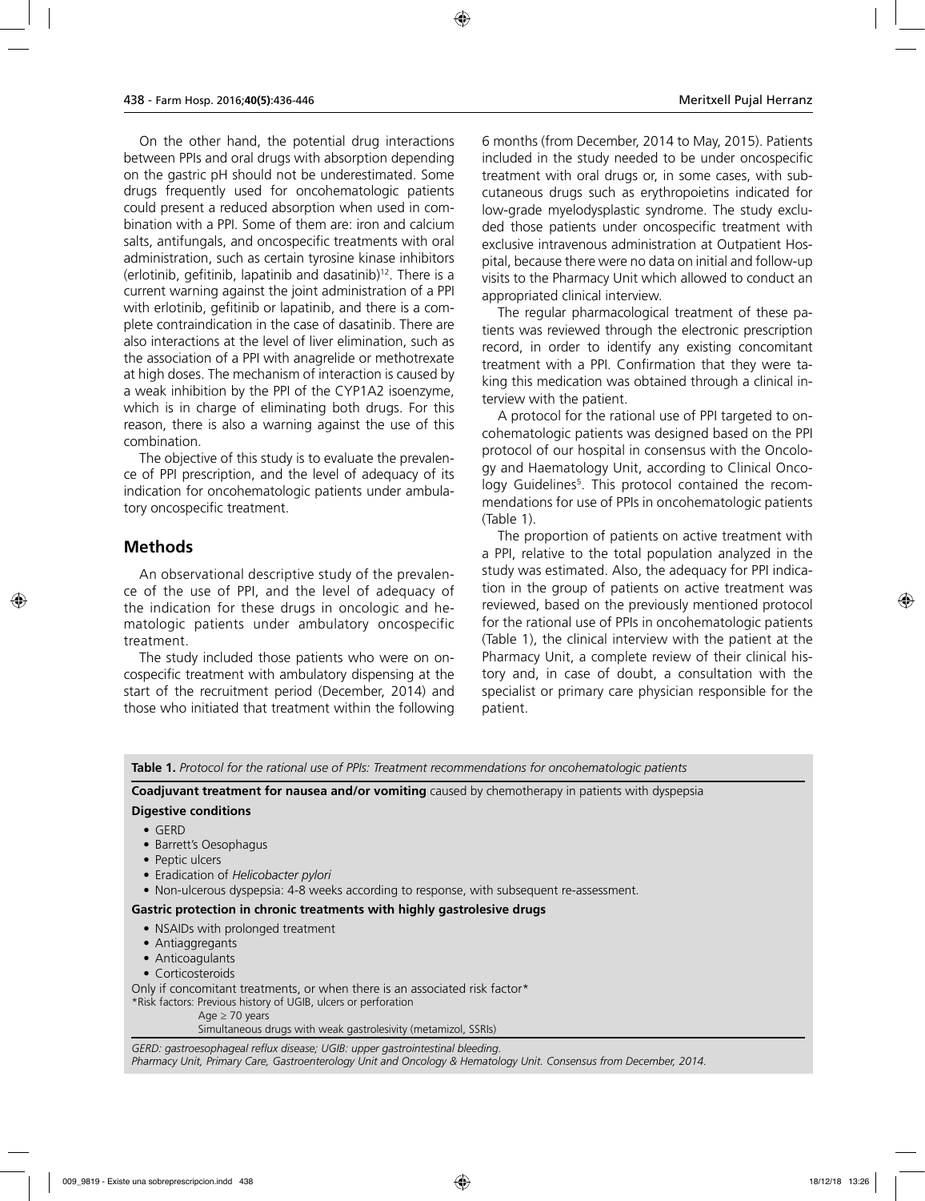On the other hand, the potential drug interactions between PPIs and oral drugs with absorption depending on the gastric pH should not be underestimated. Some drugs frequently used for oncohematologic patients could present a reduced absorption when used in combination with a PPI. Some of them are: iron and calcium salts, antifungals, and oncospecific treatments with oral administration, such as certain tyrosine kinase inhibitors (erlotinib, gefitinib, lapatinib and dasatinib)[12]. There is a current warning against the joint administration of a PPI with erlotinib, gefitinib or lapatinib, and there is a complete contraindication in the case of dasatinib. There are also interactions at the level of liver elimination, such as the association of a PPI with anagrelide or methotrexate at high doses. The mechanism of interaction is caused by a weak inhibition by the PPI of the CYP1A2 isoenzyme, which is in charge of eliminating both drugs. For this reason, there is also a warning against the use of this combination.

The objective of this study is to evaluate the prevalence of PPI prescription, and the level of adequacy of its indication for oncohematologic patients under ambulatory oncospecific treatment.

## Methods

An observational descriptive study of the prevalence of the use of PPI, and the level of adequacy of the indication for these drugs in oncologic and hematologic patients under ambulatory oncospecific treatment.

The study included those patients who were on oncospecific treatment with ambulatory dispensing at the start of the recruitment period (December, 2014) and those who initiated that treatment within the following 6 months (from December, 2014 to May, 2015). Patients included in the study needed to be under oncospecific treatment with oral drugs or, in some cases, with subcutaneous drugs such as erythropoietins indicated for low-grade myelodysplastic syndrome. The study excluded those patients under oncospecific treatment with exclusive intravenous administration at Outpatient Hospital, because there were no data on initial and follow-up visits to the Pharmacy Unit which allowed to conduct an appropriated clinical interview.

The regular pharmacological treatment of these patients was reviewed through the electronic prescription record, in order to identify any existing concomitant treatment with a PPI. Confirmation that they were taking this medication was obtained through a clinical interview with the patient.

A protocol for the rational use of PPI targeted to oncohematologic patients was designed based on the PPI protocol of our hospital in consensus with the Oncology and Haematology Unit, according to Clinical Oncology Guidelines[5]. This protocol contained the recommendations for use of PPIs in oncohematologic patients (Table 1).

The proportion of patients on active treatment with a PPI, relative to the total population analyzed in the study was estimated. Also, the adequacy for PPI indication in the group of patients on active treatment was reviewed, based on the previously mentioned protocol for the rational use of PPIs in oncohematologic patients (Table 1), the clinical interview with the patient at the Pharmacy Unit, a complete review of their clinical history and, in case of doubt, a consultation with the specialist or primary care physician responsible for the patient.

**Table 1.** *Protocol for the rational use of PPIs: Treatment recommendations for oncohematologic patients*

**Coadjuvant treatment for nausea and/or vomiting** caused by chemotherapy in patients with dyspepsia

**Digestive conditions**

- GERD
- Barrett's Oesophagus
- Peptic ulcers
- Eradication of *Helicobacter pylori*
- Non-ulcerous dyspepsia: 4-8 weeks according to response, with subsequent re-assessment.

**Gastric protection in chronic treatments with highly gastrolesive drugs**

- NSAIDs with prolonged treatment
- Antiaggregants
- Anticoagulants
- Corticosteroids

Only if concomitant treatments, or when there is an associated risk factor*

*Risk factors: Previous history of UGIB, ulcers or perforation
Age ≥ 70 years
Simultaneous drugs with weak gastrolesivity (metamizol, SSRIs)

*GERD: gastroesophageal reflux disease; UGIB: upper gastrointestinal bleeding.*
*Pharmacy Unit, Primary Care, Gastroenterology Unit and Oncology & Hematology Unit. Consensus from December, 2014.*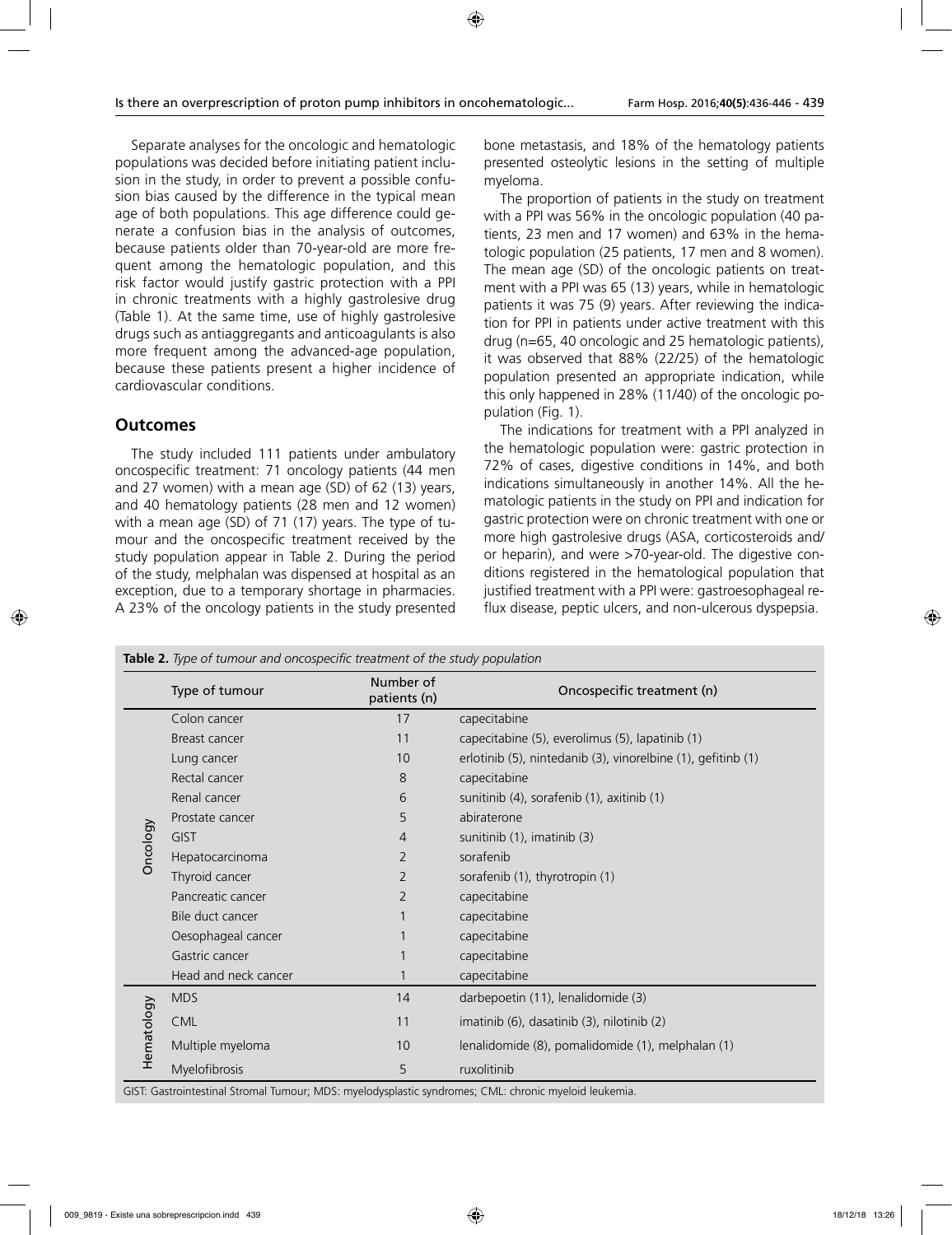Separate analyses for the oncologic and hematologic populations was decided before initiating patient inclusion in the study, in order to prevent a possible confusion bias caused by the difference in the typical mean age of both populations. This age difference could generate a confusion bias in the analysis of outcomes, because patients older than 70-year-old are more frequent among the hematologic population, and this risk factor would justify gastric protection with a PPI in chronic treatments with a highly gastrolesive drug (Table 1). At the same time, use of highly gastrolesive drugs such as antiaggregants and anticoagulants is also more frequent among the advanced-age population, because these patients present a higher incidence of cardiovascular conditions.

## Outcomes

The study included 111 patients under ambulatory oncospecific treatment: 71 oncology patients (44 men and 27 women) with a mean age (SD) of 62 (13) years, and 40 hematology patients (28 men and 12 women) with a mean age (SD) of 71 (17) years. The type of tumour and the oncospecific treatment received by the study population appear in Table 2. During the period of the study, melphalan was dispensed at hospital as an exception, due to a temporary shortage in pharmacies. A 23% of the oncology patients in the study presented bone metastasis, and 18% of the hematology patients presented osteolytic lesions in the setting of multiple myeloma.

The proportion of patients in the study on treatment with a PPI was 56% in the oncologic population (40 patients, 23 men and 17 women) and 63% in the hematologic population (25 patients, 17 men and 8 women). The mean age (SD) of the oncologic patients on treatment with a PPI was 65 (13) years, while in hematologic patients it was 75 (9) years. After reviewing the indication for PPI in patients under active treatment with this drug (n=65, 40 oncologic and 25 hematologic patients), it was observed that 88% (22/25) of the hematologic population presented an appropriate indication, while this only happened in 28% (11/40) of the oncologic population (Fig. 1).

The indications for treatment with a PPI analyzed in the hematologic population were: gastric protection in 72% of cases, digestive conditions in 14%, and both indications simultaneously in another 14%. All the hematologic patients in the study on PPI and indication for gastric protection were on chronic treatment with one or more high gastrolesive drugs (ASA, corticosteroids and/or heparin), and were >70-year-old. The digestive conditions registered in the hematological population that justified treatment with a PPI were: gastroesophageal reflux disease, peptic ulcers, and non-ulcerous dyspepsia.

**Table 2.** *Type of tumour and oncospecific treatment of the study population*

| | Type of tumour | Number of patients (n) | Oncospecific treatment (n) |
|---|---|---|---|
| Oncology | Colon cancer | 17 | capecitabine |
| | Breast cancer | 11 | capecitabine (5), everolimus (5), lapatinib (1) |
| | Lung cancer | 10 | erlotinib (5), nintedanib (3), vinorelbine (1), gefitinb (1) |
| | Rectal cancer | 8 | capecitabine |
| | Renal cancer | 6 | sunitinib (4), sorafenib (1), axitinib (1) |
| | Prostate cancer | 5 | abiraterone |
| | GIST | 4 | sunitinib (1), imatinib (3) |
| | Hepatocarcinoma | 2 | sorafenib |
| | Thyroid cancer | 2 | sorafenib (1), thyrotropin (1) |
| | Pancreatic cancer | 2 | capecitabine |
| | Bile duct cancer | 1 | capecitabine |
| | Oesophageal cancer | 1 | capecitabine |
| | Gastric cancer | 1 | capecitabine |
| | Head and neck cancer | 1 | capecitabine |
| Hematology | MDS | 14 | darbepoetin (11), lenalidomide (3) |
| | CML | 11 | imatinib (6), dasatinib (3), nilotinib (2) |
| | Multiple myeloma | 10 | lenalidomide (8), pomalidomide (1), melphalan (1) |
| | Myelofibrosis | 5 | ruxolitinib |

GIST: Gastrointestinal Stromal Tumour; MDS: myelodysplastic syndromes; CML: chronic myeloid leukemia.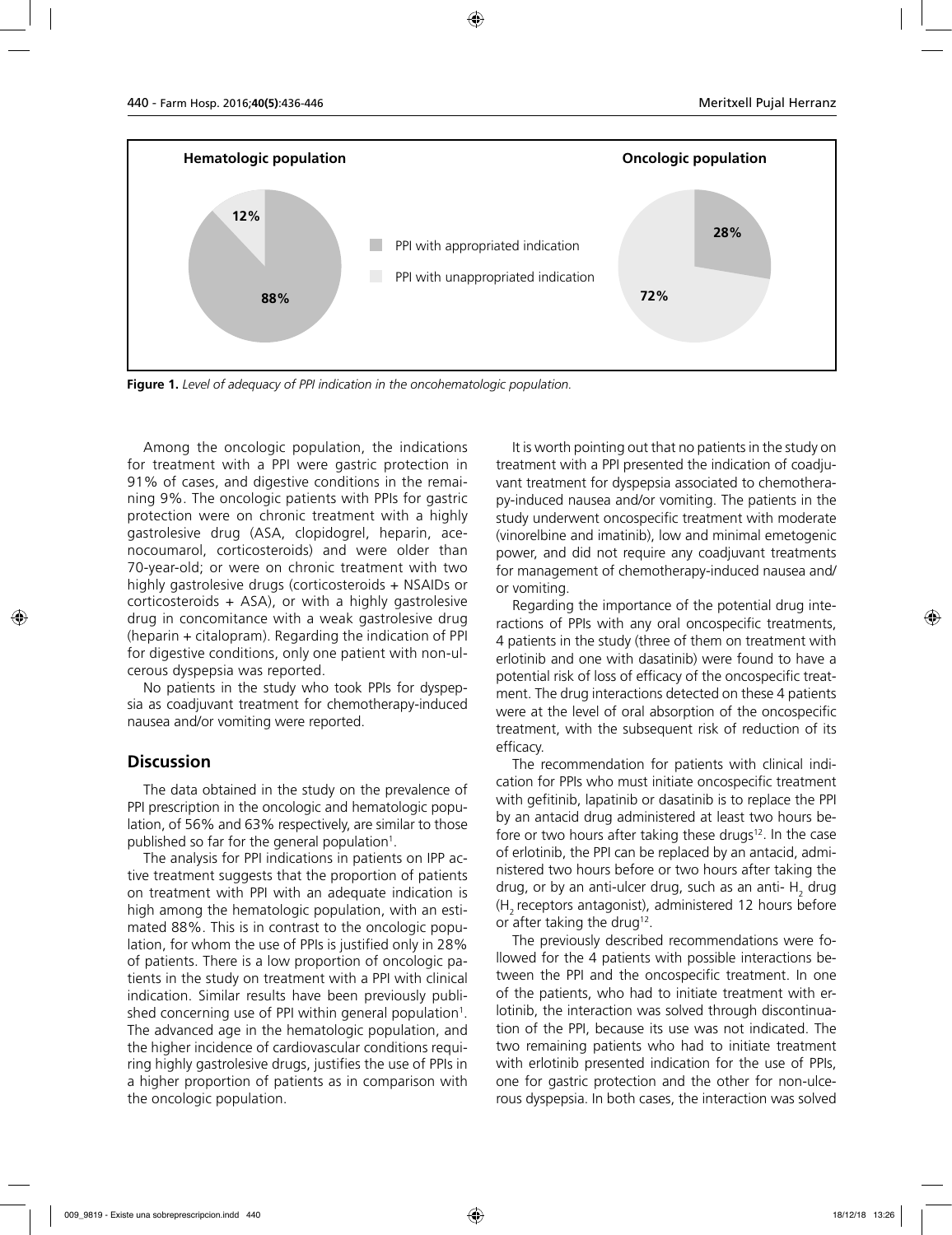**Hematologic population** | **Oncologic population**

- PPI with appropriated indication: Hematologic 88%, Oncologic 28%
- PPI with unappropriated indication: Hematologic 12%, Oncologic 72%

**Figure 1.** *Level of adequacy of PPI indication in the oncohematologic population.*

Among the oncologic population, the indications for treatment with a PPI were gastric protection in 91% of cases, and digestive conditions in the remaining 9%. The oncologic patients with PPIs for gastric protection were on chronic treatment with a highly gastrolesive drug (ASA, clopidogrel, heparin, acenocoumarol, corticosteroids) and were older than 70-year-old; or were on chronic treatment with two highly gastrolesive drugs (corticosteroids + NSAIDs or corticosteroids + ASA), or with a highly gastrolesive drug in concomitance with a weak gastrolesive drug (heparin + citalopram). Regarding the indication of PPI for digestive conditions, only one patient with non-ulcerous dyspepsia was reported.

No patients in the study who took PPIs for dyspepsia as coadjuvant treatment for chemotherapy-induced nausea and/or vomiting were reported.

## Discussion

The data obtained in the study on the prevalence of PPI prescription in the oncologic and hematologic population, of 56% and 63% respectively, are similar to those published so far for the general population[1].

The analysis for PPI indications in patients on IPP active treatment suggests that the proportion of patients on treatment with PPI with an adequate indication is high among the hematologic population, with an estimated 88%. This is in contrast to the oncologic population, for whom the use of PPIs is justified only in 28% of patients. There is a low proportion of oncologic patients in the study on treatment with a PPI with clinical indication. Similar results have been previously published concerning use of PPI within general population[1]. The advanced age in the hematologic population, and the higher incidence of cardiovascular conditions requiring highly gastrolesive drugs, justifies the use of PPIs in a higher proportion of patients as in comparison with the oncologic population.

It is worth pointing out that no patients in the study on treatment with a PPI presented the indication of coadjuvant treatment for dyspepsia associated to chemotherapy-induced nausea and/or vomiting. The patients in the study underwent oncospecific treatment with moderate (vinorelbine and imatinib), low and minimal emetogenic power, and did not require any coadjuvant treatments for management of chemotherapy-induced nausea and/or vomiting.

Regarding the importance of the potential drug interactions of PPIs with any oral oncospecific treatments, 4 patients in the study (three of them on treatment with erlotinib and one with dasatinib) were found to have a potential risk of loss of efficacy of the oncospecific treatment. The drug interactions detected on these 4 patients were at the level of oral absorption of the oncospecific treatment, with the subsequent risk of reduction of its efficacy.

The recommendation for patients with clinical indication for PPIs who must initiate oncospecific treatment with gefitinib, lapatinib or dasatinib is to replace the PPI by an antacid drug administered at least two hours before or two hours after taking these drugs[12]. In the case of erlotinib, the PPI can be replaced by an antacid, administered two hours before or two hours after taking the drug, or by an anti-ulcer drug, such as an anti- $H_2$ drug ($H_2$ receptors antagonist), administered 12 hours before or after taking the drug[12].

The previously described recommendations were followed for the 4 patients with possible interactions between the PPI and the oncospecific treatment. In one of the patients, who had to initiate treatment with erlotinib, the interaction was solved through discontinuation of the PPI, because its use was not indicated. The two remaining patients who had to initiate treatment with erlotinib presented indication for the use of PPIs, one for gastric protection and the other for non-ulcerous dyspepsia. In both cases, the interaction was solved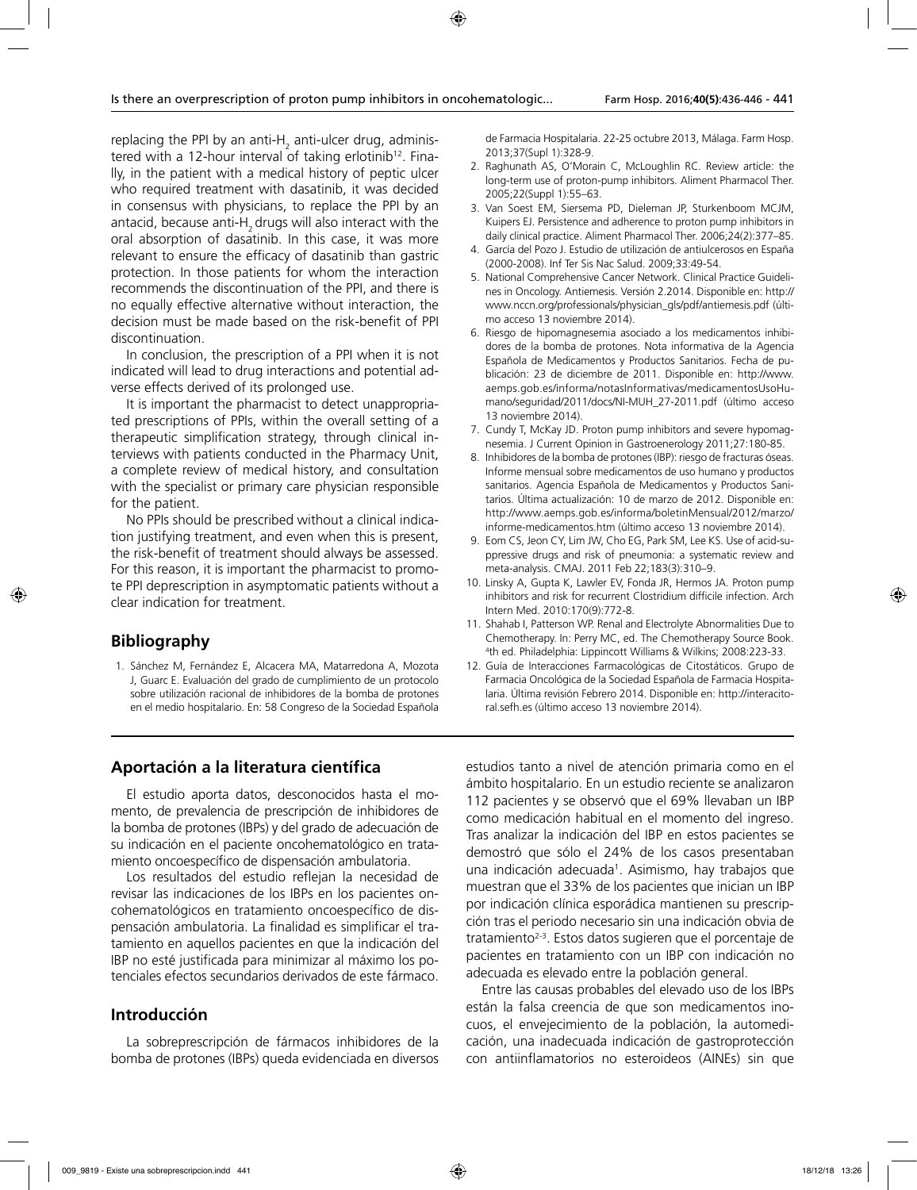replacing the PPI by an anti-$H_2$ anti-ulcer drug, administered with a 12-hour interval of taking erlotinib[12]. Finally, in the patient with a medical history of peptic ulcer who required treatment with dasatinib, it was decided in consensus with physicians, to replace the PPI by an antacid, because anti-$H_2$ drugs will also interact with the oral absorption of dasatinib. In this case, it was more relevant to ensure the efficacy of dasatinib than gastric protection. In those patients for whom the interaction recommends the discontinuation of the PPI, and there is no equally effective alternative without interaction, the decision must be made based on the risk-benefit of PPI discontinuation.

In conclusion, the prescription of a PPI when it is not indicated will lead to drug interactions and potential adverse effects derived of its prolonged use.

It is important the pharmacist to detect unappropriated prescriptions of PPIs, within the overall setting of a therapeutic simplification strategy, through clinical interviews with patients conducted in the Pharmacy Unit, a complete review of medical history, and consultation with the specialist or primary care physician responsible for the patient.

No PPIs should be prescribed without a clinical indication justifying treatment, and even when this is present, the risk-benefit of treatment should always be assessed. For this reason, it is important the pharmacist to promote PPI deprescription in asymptomatic patients without a clear indication for treatment.

## Bibliography

1. Sánchez M, Fernández E, Alcacera MA, Matarredona A, Mozota J, Guarc E. Evaluación del grado de cumplimiento de un protocolo sobre utilización racional de inhibidores de la bomba de protones en el medio hospitalario. En: 58 Congreso de la Sociedad Española de Farmacia Hospitalaria. 22-25 octubre 2013, Málaga. Farm Hosp. 2013;37(Supl 1):328-9.
2. Raghunath AS, O'Morain C, McLoughlin RC. Review article: the long-term use of proton-pump inhibitors. Aliment Pharmacol Ther. 2005;22(Suppl 1):55–63.
3. Van Soest EM, Siersema PD, Dieleman JP, Sturkenboom MCJM, Kuipers EJ. Persistence and adherence to proton pump inhibitors in daily clinical practice. Aliment Pharmacol Ther. 2006;24(2):377–85.
4. García del Pozo J. Estudio de utilización de antiulcerosos en España (2000-2008). Inf Ter Sis Nac Salud. 2009;33:49-54.
5. National Comprehensive Cancer Network. Clinical Practice Guidelines in Oncology. Antiemesis. Versión 2.2014. Disponible en: http://www.nccn.org/professionals/physician_gls/pdf/antiemesis.pdf (último acceso 13 noviembre 2014).
6. Riesgo de hipomagnesemia asociado a los medicamentos inhibidores de la bomba de protones. Nota informativa de la Agencia Española de Medicamentos y Productos Sanitarios. Fecha de publicación: 23 de diciembre de 2011. Disponible en: http://www.aemps.gob.es/informa/notasInformativas/medicamentosUsoHumano/seguridad/2011/docs/NI-MUH_27-2011.pdf (último acceso 13 noviembre 2014).
7. Cundy T, McKay JD. Proton pump inhibitors and severe hypomagnesemia. J Current Opinion in Gastroenerology 2011;27:180-85.
8. Inhibidores de la bomba de protones (IBP): riesgo de fracturas óseas. Informe mensual sobre medicamentos de uso humano y productos sanitarios. Agencia Española de Medicamentos y Productos Sanitarios. Última actualización: 10 de marzo de 2012. Disponible en: http://www.aemps.gob.es/informa/boletinMensual/2012/marzo/informe-medicamentos.htm (último acceso 13 noviembre 2014).
9. Eom CS, Jeon CY, Lim JW, Cho EG, Park SM, Lee KS. Use of acid-suppressive drugs and risk of pneumonia: a systematic review and meta-analysis. CMAJ. 2011 Feb 22;183(3):310–9.
10. Linsky A, Gupta K, Lawler EV, Fonda JR, Hermos JA. Proton pump inhibitors and risk for recurrent Clostridium difficile infection. Arch Intern Med. 2010:170(9):772-8.
11. Shahab I, Patterson WP. Renal and Electrolyte Abnormalities Due to Chemotherapy. In: Perry MC, ed. The Chemotherapy Source Book. 4th ed. Philadelphia: Lippincott Williams & Wilkins; 2008:223-33.
12. Guía de Interacciones Farmacológicas de Citostáticos. Grupo de Farmacia Oncológica de la Sociedad Española de Farmacia Hospitalaria. Última revisión Febrero 2014. Disponible en: http://interacitoral.sefh.es (último acceso 13 noviembre 2014).

## Aportación a la literatura científica

El estudio aporta datos, desconocidos hasta el momento, de prevalencia de prescripción de inhibidores de la bomba de protones (IBPs) y del grado de adecuación de su indicación en el paciente oncohematológico en tratamiento oncoespecífico de dispensación ambulatoria.

Los resultados del estudio reflejan la necesidad de revisar las indicaciones de los IBPs en los pacientes oncohematológicos en tratamiento oncoespecífico de dispensación ambulatoria. La finalidad es simplificar el tratamiento en aquellos pacientes en que la indicación del IBP no esté justificada para minimizar al máximo los potenciales efectos secundarios derivados de este fármaco.

## Introducción

La sobreprescripción de fármacos inhibidores de la bomba de protones (IBPs) queda evidenciada en diversos estudios tanto a nivel de atención primaria como en el ámbito hospitalario. En un estudio reciente se analizaron 112 pacientes y se observó que el 69% llevaban un IBP como medicación habitual en el momento del ingreso. Tras analizar la indicación del IBP en estos pacientes se demostró que sólo el 24% de los casos presentaban una indicación adecuada[1]. Asimismo, hay trabajos que muestran que el 33% de los pacientes que inician un IBP por indicación clínica esporádica mantienen su prescripción tras el periodo necesario sin una indicación obvia de tratamiento[2-3]. Estos datos sugieren que el porcentaje de pacientes en tratamiento con un IBP con indicación no adecuada es elevado entre la población general.

Entre las causas probables del elevado uso de los IBPs están la falsa creencia de que son medicamentos inocuos, el envejecimiento de la población, la automedicación, una inadecuada indicación de gastroprotección con antiinflamatorios no esteroideos (AINEs) sin que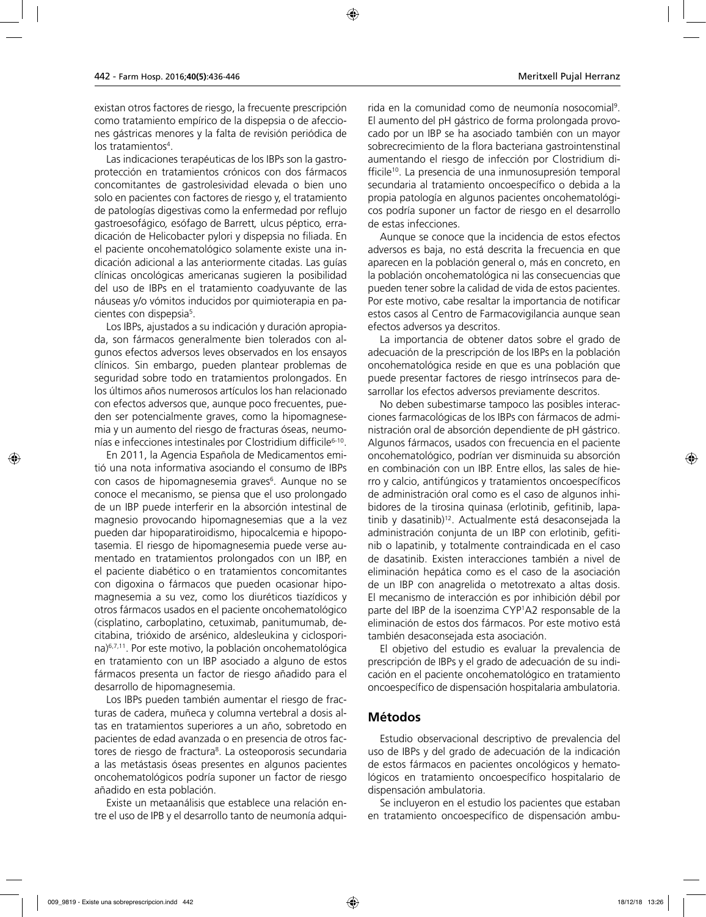existan otros factores de riesgo, la frecuente prescripción como tratamiento empírico de la dispepsia o de afecciones gástricas menores y la falta de revisión periódica de los tratamientos[4].

Las indicaciones terapéuticas de los IBPs son la gastroprotección en tratamientos crónicos con dos fármacos concomitantes de gastrolesividad elevada o bien uno solo en pacientes con factores de riesgo y, el tratamiento de patologías digestivas como la enfermedad por reflujo gastroesofágico*,* esófago de Barrett*,* ulcus péptico*,* erradicación de Helicobacter pylori y dispepsia no filiada. En el paciente oncohematológico solamente existe una indicación adicional a las anteriormente citadas. Las guías clínicas oncológicas americanas sugieren la posibilidad del uso de IBPs en el tratamiento coadyuvante de las náuseas y/o vómitos inducidos por quimioterapia en pacientes con dispepsia[5].

Los IBPs, ajustados a su indicación y duración apropiada, son fármacos generalmente bien tolerados con algunos efectos adversos leves observados en los ensayos clínicos. Sin embargo, pueden plantear problemas de seguridad sobre todo en tratamientos prolongados. En los últimos años numerosos artículos los han relacionado con efectos adversos que, aunque poco frecuentes, pueden ser potencialmente graves, como la hipomagnesemia y un aumento del riesgo de fracturas óseas, neumonías e infecciones intestinales por Clostridium difficile[6-10].

En 2011, la Agencia Española de Medicamentos emitió una nota informativa asociando el consumo de IBPs con casos de hipomagnesemia graves[6]. Aunque no se conoce el mecanismo, se piensa que el uso prolongado de un IBP puede interferir en la absorción intestinal de magnesio provocando hipomagnesemias que a la vez pueden dar hipoparatiroidismo, hipocalcemia e hipopotasemia. El riesgo de hipomagnesemia puede verse aumentado en tratamientos prolongados con un IBP, en el paciente diabético o en tratamientos concomitantes con digoxina o fármacos que pueden ocasionar hipomagnesemia a su vez, como los diuréticos tiazídicos y otros fármacos usados en el paciente oncohematológico (cisplatino, carboplatino, cetuximab, panitumumab, decitabina, trióxido de arsénico, aldesleukina y ciclosporina)[6,7,11]. Por este motivo, la población oncohematológica en tratamiento con un IBP asociado a alguno de estos fármacos presenta un factor de riesgo añadido para el desarrollo de hipomagnesemia.

Los IBPs pueden también aumentar el riesgo de fracturas de cadera, muñeca y columna vertebral a dosis altas en tratamientos superiores a un año, sobretodo en pacientes de edad avanzada o en presencia de otros factores de riesgo de fractura[8]. La osteoporosis secundaria a las metástasis óseas presentes en algunos pacientes oncohematológicos podría suponer un factor de riesgo añadido en esta población.

Existe un metaanálisis que establece una relación entre el uso de IPB y el desarrollo tanto de neumonía adquirida en la comunidad como de neumonía nosocomial[9]. El aumento del pH gástrico de forma prolongada provocado por un IBP se ha asociado también con un mayor sobrecrecimiento de la flora bacteriana gastrointenstinal aumentando el riesgo de infección por Clostridium difficile[10]. La presencia de una inmunosupresión temporal secundaria al tratamiento oncoespecífico o debida a la propia patología en algunos pacientes oncohematológicos podría suponer un factor de riesgo en el desarrollo de estas infecciones.

Aunque se conoce que la incidencia de estos efectos adversos es baja, no está descrita la frecuencia en que aparecen en la población general o, más en concreto, en la población oncohematológica ni las consecuencias que pueden tener sobre la calidad de vida de estos pacientes. Por este motivo, cabe resaltar la importancia de notificar estos casos al Centro de Farmacovigilancia aunque sean efectos adversos ya descritos.

La importancia de obtener datos sobre el grado de adecuación de la prescripción de los IBPs en la población oncohematológica reside en que es una población que puede presentar factores de riesgo intrínsecos para desarrollar los efectos adversos previamente descritos.

No deben subestimarse tampoco las posibles interacciones farmacológicas de los IBPs con fármacos de administración oral de absorción dependiente de pH gástrico. Algunos fármacos, usados con frecuencia en el paciente oncohematológico, podrían ver disminuida su absorción en combinación con un IBP. Entre ellos, las sales de hierro y calcio, antifúngicos y tratamientos oncoespecíficos de administración oral como es el caso de algunos inhibidores de la tirosina quinasa (erlotinib, gefitinib, lapatinib y dasatinib)[12]. Actualmente está desaconsejada la administración conjunta de un IBP con erlotinib, gefitinib o lapatinib, y totalmente contraindicada en el caso de dasatinib. Existen interacciones también a nivel de eliminación hepática como es el caso de la asociación de un IBP con anagrelida o metotrexato a altas dosis. El mecanismo de interacción es por inhibición débil por parte del IBP de la isoenzima CYP[1]A2 responsable de la eliminación de estos dos fármacos. Por este motivo está también desaconsejada esta asociación.

El objetivo del estudio es evaluar la prevalencia de prescripción de IBPs y el grado de adecuación de su indicación en el paciente oncohematológico en tratamiento oncoespecífico de dispensación hospitalaria ambulatoria.

## Métodos

Estudio observacional descriptivo de prevalencia del uso de IBPs y del grado de adecuación de la indicación de estos fármacos en pacientes oncológicos y hematológicos en tratamiento oncoespecífico hospitalario de dispensación ambulatoria.

Se incluyeron en el estudio los pacientes que estaban en tratamiento oncoespecífico de dispensación ambu-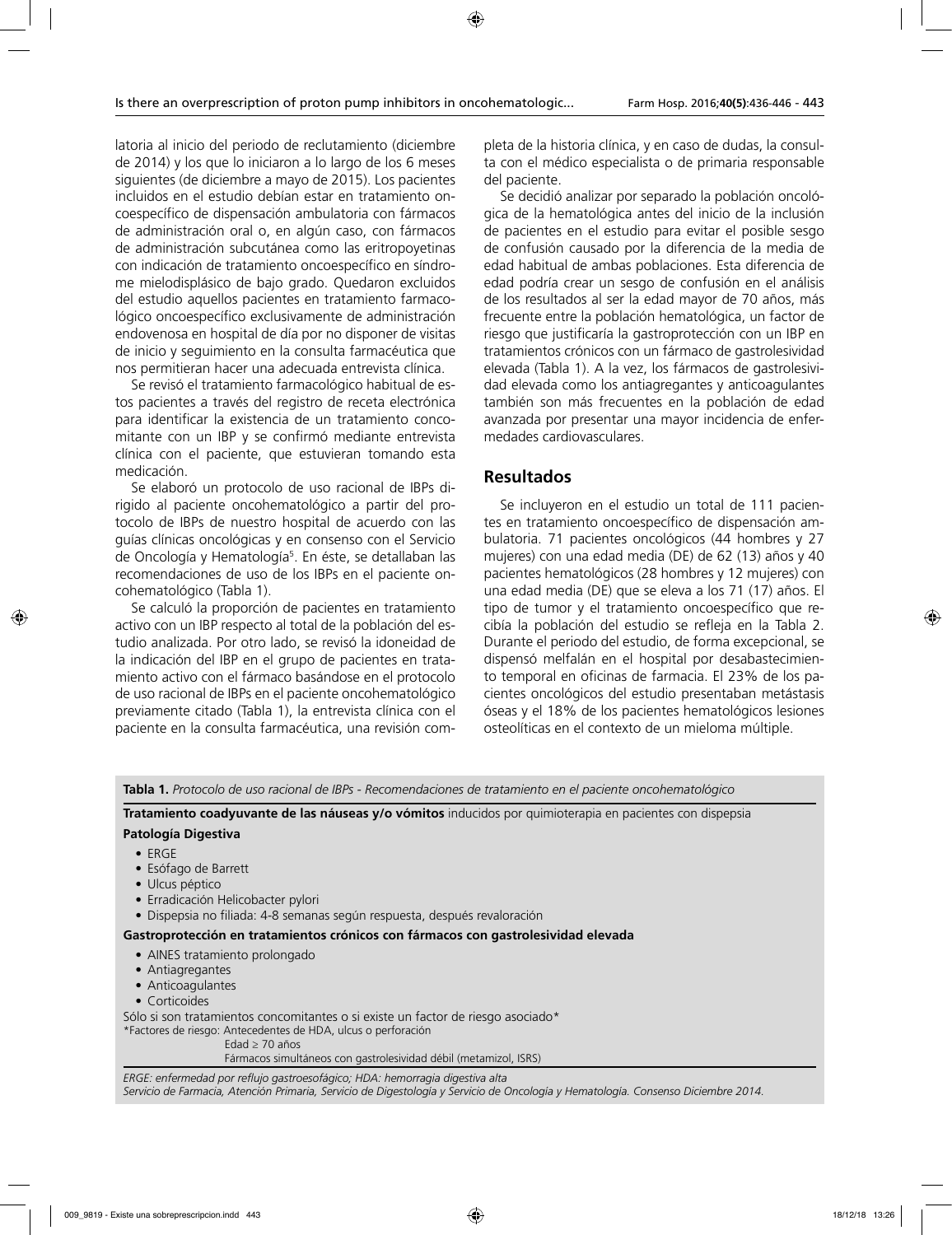latoria al inicio del periodo de reclutamiento (diciembre de 2014) y los que lo iniciaron a lo largo de los 6 meses siguientes (de diciembre a mayo de 2015). Los pacientes incluidos en el estudio debían estar en tratamiento oncoespecífico de dispensación ambulatoria con fármacos de administración oral o, en algún caso, con fármacos de administración subcutánea como las eritropoyetinas con indicación de tratamiento oncoespecífico en síndrome mielodisplásico de bajo grado. Quedaron excluidos del estudio aquellos pacientes en tratamiento farmacológico oncoespecífico exclusivamente de administración endovenosa en hospital de día por no disponer de visitas de inicio y seguimiento en la consulta farmacéutica que nos permitieran hacer una adecuada entrevista clínica.

Se revisó el tratamiento farmacológico habitual de estos pacientes a través del registro de receta electrónica para identificar la existencia de un tratamiento concomitante con un IBP y se confirmó mediante entrevista clínica con el paciente, que estuvieran tomando esta medicación.

Se elaboró un protocolo de uso racional de IBPs dirigido al paciente oncohematológico a partir del protocolo de IBPs de nuestro hospital de acuerdo con las guías clínicas oncológicas y en consenso con el Servicio de Oncología y Hematología[5]. En éste, se detallaban las recomendaciones de uso de los IBPs en el paciente oncohematológico (Tabla 1).

Se calculó la proporción de pacientes en tratamiento activo con un IBP respecto al total de la población del estudio analizada. Por otro lado, se revisó la idoneidad de la indicación del IBP en el grupo de pacientes en tratamiento activo con el fármaco basándose en el protocolo de uso racional de IBPs en el paciente oncohematológico previamente citado (Tabla 1), la entrevista clínica con el paciente en la consulta farmacéutica, una revisión completa de la historia clínica, y en caso de dudas, la consulta con el médico especialista o de primaria responsable del paciente.

Se decidió analizar por separado la población oncológica de la hematológica antes del inicio de la inclusión de pacientes en el estudio para evitar el posible sesgo de confusión causado por la diferencia de la media de edad habitual de ambas poblaciones. Esta diferencia de edad podría crear un sesgo de confusión en el análisis de los resultados al ser la edad mayor de 70 años, más frecuente entre la población hematológica, un factor de riesgo que justificaría la gastroprotección con un IBP en tratamientos crónicos con un fármaco de gastrolesividad elevada (Tabla 1). A la vez, los fármacos de gastrolesividad elevada como los antiagregantes y anticoagulantes también son más frecuentes en la población de edad avanzada por presentar una mayor incidencia de enfermedades cardiovasculares.

## Resultados

Se incluyeron en el estudio un total de 111 pacientes en tratamiento oncoespecífico de dispensación ambulatoria. 71 pacientes oncológicos (44 hombres y 27 mujeres) con una edad media (DE) de 62 (13) años y 40 pacientes hematológicos (28 hombres y 12 mujeres) con una edad media (DE) que se eleva a los 71 (17) años. El tipo de tumor y el tratamiento oncoespecífico que recibía la población del estudio se refleja en la Tabla 2. Durante el periodo del estudio, de forma excepcional, se dispensó melfalán en el hospital por desabastecimiento temporal en oficinas de farmacia. El 23% de los pacientes oncológicos del estudio presentaban metástasis óseas y el 18% de los pacientes hematológicos lesiones osteolíticas en el contexto de un mieloma múltiple.

**Tabla 1.** *Protocolo de uso racional de IBPs - Recomendaciones de tratamiento en el paciente oncohematológico*

**Tratamiento coadyuvante de las náuseas y/o vómitos** inducidos por quimioterapia en pacientes con dispepsia

**Patología Digestiva**

- ERGE
- Esófago de Barrett
- Ulcus péptico
- Erradicación Helicobacter pylori
- Dispepsia no filiada: 4-8 semanas según respuesta, después revaloración

**Gastroprotección en tratamientos crónicos con fármacos con gastrolesividad elevada**

- AINES tratamiento prolongado
- Antiagregantes
- Anticoagulantes
- Corticoides

Sólo si son tratamientos concomitantes o si existe un factor de riesgo asociado*

*Factores de riesgo: Antecedentes de HDA, ulcus o perforación
Edad ≥ 70 años
Fármacos simultáneos con gastrolesividad débil (metamizol, ISRS)

*ERGE: enfermedad por reflujo gastroesofágico; HDA: hemorragia digestiva alta*
*Servicio de Farmacia, Atención Primaria, Servicio de Digestología y Servicio de Oncología y Hematología. Consenso Diciembre 2014.*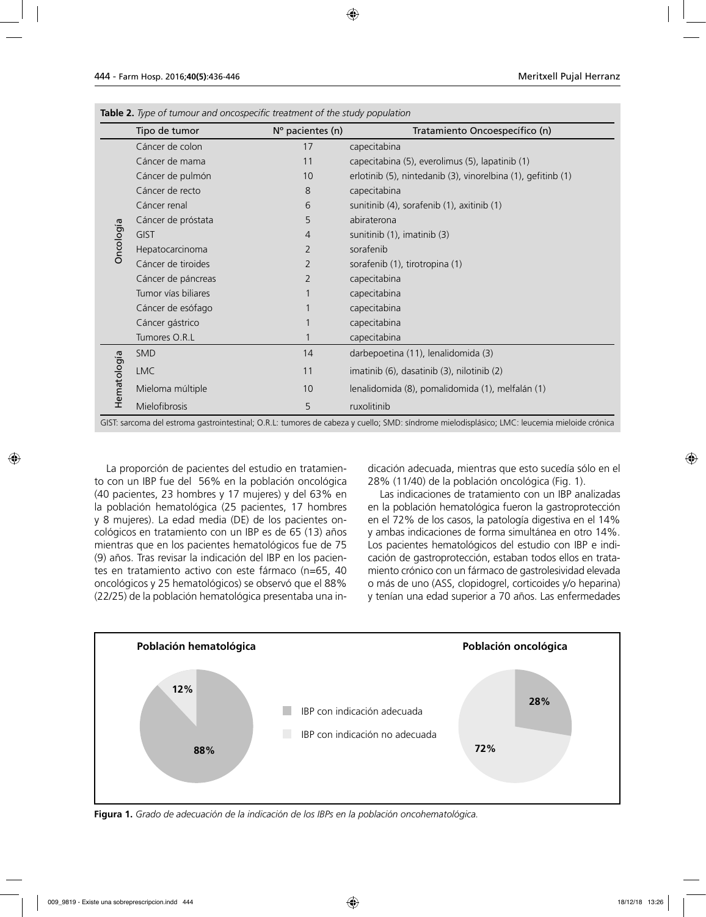**Table 2.** *Type of tumour and oncospecific treatment of the study population*

| | Tipo de tumor | Nº pacientes (n) | Tratamiento Oncoespecífico (n) |
|---|---|---|---|
| Oncología | Cáncer de colon | 17 | capecitabina |
| | Cáncer de mama | 11 | capecitabina (5), everolimus (5), lapatinib (1) |
| | Cáncer de pulmón | 10 | erlotinib (5), nintedanib (3), vinorelbina (1), gefitinb (1) |
| | Cáncer de recto | 8 | capecitabina |
| | Cáncer renal | 6 | sunitinib (4), sorafenib (1), axitinib (1) |
| | Cáncer de próstata | 5 | abiraterona |
| | GIST | 4 | sunitinib (1), imatinib (3) |
| | Hepatocarcinoma | 2 | sorafenib |
| | Cáncer de tiroides | 2 | sorafenib (1), tirotropina (1) |
| | Cáncer de páncreas | 2 | capecitabina |
| | Tumor vías biliares | 1 | capecitabina |
| | Cáncer de esófago | 1 | capecitabina |
| | Cáncer gástrico | 1 | capecitabina |
| | Tumores O.R.L | 1 | capecitabina |
| Hematología | SMD | 14 | darbepoetina (11), lenalidomida (3) |
| | LMC | 11 | imatinib (6), dasatinib (3), nilotinib (2) |
| | Mieloma múltiple | 10 | lenalidomida (8), pomalidomida (1), melfalán (1) |
| | Mielofibrosis | 5 | ruxolitinib |

GIST: sarcoma del estroma gastrointestinal; O.R.L: tumores de cabeza y cuello; SMD: síndrome mielodisplásico; LMC: leucemia mieloide crónica

La proporción de pacientes del estudio en tratamiento con un IBP fue del 56% en la población oncológica (40 pacientes, 23 hombres y 17 mujeres) y del 63% en la población hematológica (25 pacientes, 17 hombres y 8 mujeres). La edad media (DE) de los pacientes oncológicos en tratamiento con un IBP es de 65 (13) años mientras que en los pacientes hematológicos fue de 75 (9) años. Tras revisar la indicación del IBP en los pacientes en tratamiento activo con este fármaco (n=65, 40 oncológicos y 25 hematológicos) se observó que el 88% (22/25) de la población hematológica presentaba una indicación adecuada, mientras que esto sucedía sólo en el 28% (11/40) de la población oncológica (Fig. 1).

Las indicaciones de tratamiento con un IBP analizadas en la población hematológica fueron la gastroprotección en el 72% de los casos, la patología digestiva en el 14% y ambas indicaciones de forma simultánea en otro 14%. Los pacientes hematológicos del estudio con IBP e indicación de gastroprotección, estaban todos ellos en tratamiento crónico con un fármaco de gastrolesividad elevada o más de uno (ASS, clopidogrel, corticoides y/o heparina) y tenían una edad superior a 70 años. Las enfermedades

**Población hematológica** — IBP con indicación adecuada: 88%; IBP con indicación no adecuada: 12%

**Población oncológica** — IBP con indicación adecuada: 28%; IBP con indicación no adecuada: 72%

**Figura 1.** *Grado de adecuación de la indicación de los IBPs en la población oncohematológica.*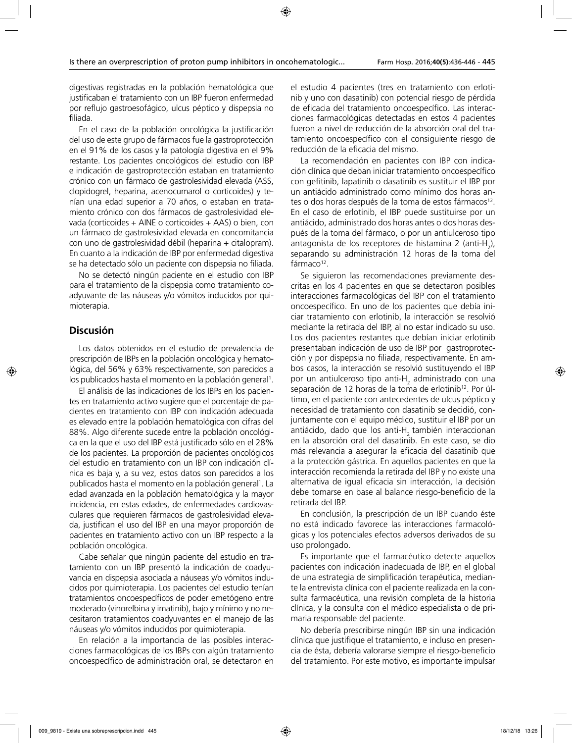digestivas registradas en la población hematológica que justificaban el tratamiento con un IBP fueron enfermedad por reflujo gastroesofágico, ulcus péptico y dispepsia no filiada.

En el caso de la población oncológica la justificación del uso de este grupo de fármacos fue la gastroprotección en el 91% de los casos y la patología digestiva en el 9% restante. Los pacientes oncológicos del estudio con IBP e indicación de gastroprotección estaban en tratamiento crónico con un fármaco de gastrolesividad elevada (ASS, clopidogrel, heparina, acenocumarol o corticoides) y tenían una edad superior a 70 años, o estaban en tratamiento crónico con dos fármacos de gastrolesividad elevada (corticoides + AINE o corticoides + AAS) o bien, con un fármaco de gastrolesividad elevada en concomitancia con uno de gastrolesividad débil (heparina + citalopram). En cuanto a la indicación de IBP por enfermedad digestiva se ha detectado sólo un paciente con dispepsia no filiada.

No se detectó ningún paciente en el estudio con IBP para el tratamiento de la dispepsia como tratamiento coadyuvante de las náuseas y/o vómitos inducidos por quimioterapia.

## Discusión

Los datos obtenidos en el estudio de prevalencia de prescripción de IBPs en la población oncológica y hematológica, del 56% y 63% respectivamente, son parecidos a los publicados hasta el momento en la población general[1].

El análisis de las indicaciones de los IBPs en los pacientes en tratamiento activo sugiere que el porcentaje de pacientes en tratamiento con IBP con indicación adecuada es elevado entre la población hematológica con cifras del 88%. Algo diferente sucede entre la población oncológica en la que el uso del IBP está justificado sólo en el 28% de los pacientes. La proporción de pacientes oncológicos del estudio en tratamiento con un IBP con indicación clínica es baja y, a su vez, estos datos son parecidos a los publicados hasta el momento en la población general[1]. La edad avanzada en la población hematológica y la mayor incidencia, en estas edades, de enfermedades cardiovasculares que requieren fármacos de gastrolesividad elevada, justifican el uso del IBP en una mayor proporción de pacientes en tratamiento activo con un IBP respecto a la población oncológica.

Cabe señalar que ningún paciente del estudio en tratamiento con un IBP presentó la indicación de coadyuvancia en dispepsia asociada a náuseas y/o vómitos inducidos por quimioterapia. Los pacientes del estudio tenían tratamientos oncoespecíficos de poder emetógeno entre moderado (vinorelbina y imatinib), bajo y mínimo y no necesitaron tratamientos coadyuvantes en el manejo de las náuseas y/o vómitos inducidos por quimioterapia.

En relación a la importancia de las posibles interacciones farmacológicas de los IBPs con algún tratamiento oncoespecífico de administración oral, se detectaron en el estudio 4 pacientes (tres en tratamiento con erlotinib y uno con dasatinib) con potencial riesgo de pérdida de eficacia del tratamiento oncoespecífico. Las interacciones farmacológicas detectadas en estos 4 pacientes fueron a nivel de reducción de la absorción oral del tratamiento oncoespecífico con el consiguiente riesgo de reducción de la eficacia del mismo.

La recomendación en pacientes con IBP con indicación clínica que deban iniciar tratamiento oncoespecífico con gefitinib, lapatinib o dasatinib es sustituir el IBP por un antiácido administrado como mínimo dos horas antes o dos horas después de la toma de estos fármacos[12]. En el caso de erlotinib, el IBP puede sustituirse por un antiácido, administrado dos horas antes o dos horas después de la toma del fármaco, o por un antiulceroso tipo antagonista de los receptores de histamina 2 (anti-$H_2$), separando su administración 12 horas de la toma del fármaco[12].

Se siguieron las recomendaciones previamente descritas en los 4 pacientes en que se detectaron posibles interacciones farmacológicas del IBP con el tratamiento oncoespecífico. En uno de los pacientes que debía iniciar tratamiento con erlotinib, la interacción se resolvió mediante la retirada del IBP, al no estar indicado su uso. Los dos pacientes restantes que debían iniciar erlotinib presentaban indicación de uso de IBP por gastroprotección y por dispepsia no filiada, respectivamente. En ambos casos, la interacción se resolvió sustituyendo el IBP por un antiulceroso tipo anti-$H_2$ administrado con una separación de 12 horas de la toma de erlotinib[12]. Por último, en el paciente con antecedentes de ulcus péptico y necesidad de tratamiento con dasatinib se decidió, conjuntamente con el equipo médico, sustituir el IBP por un antiácido, dado que los anti-$H_2$ también interaccionan en la absorción oral del dasatinib. En este caso, se dio más relevancia a asegurar la eficacia del dasatinib que a la protección gástrica. En aquellos pacientes en que la interacción recomienda la retirada del IBP y no existe una alternativa de igual eficacia sin interacción, la decisión debe tomarse en base al balance riesgo-beneficio de la retirada del IBP.

En conclusión, la prescripción de un IBP cuando éste no está indicado favorece las interacciones farmacológicas y los potenciales efectos adversos derivados de su uso prolongado.

Es importante que el farmacéutico detecte aquellos pacientes con indicación inadecuada de IBP, en el global de una estrategia de simplificación terapéutica, mediante la entrevista clínica con el paciente realizada en la consulta farmacéutica, una revisión completa de la historia clínica, y la consulta con el médico especialista o de primaria responsable del paciente.

No debería prescribirse ningún IBP sin una indicación clínica que justifique el tratamiento, e incluso en presencia de ésta, debería valorarse siempre el riesgo-beneficio del tratamiento. Por este motivo, es importante impulsar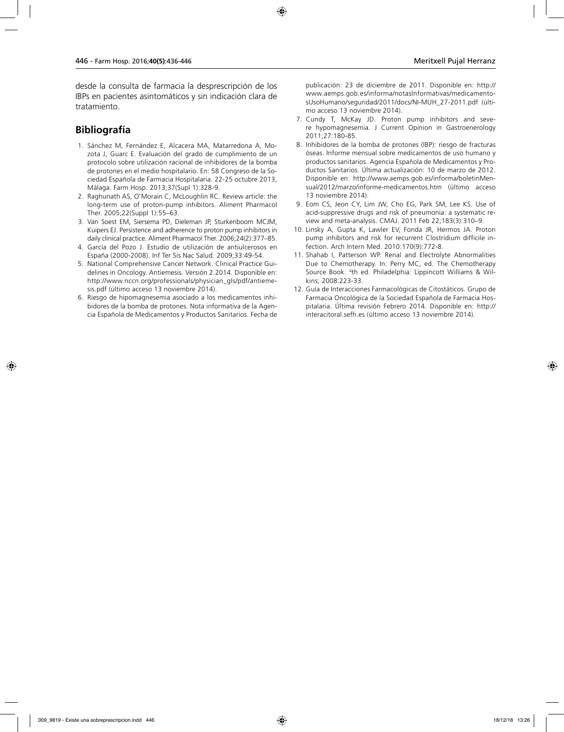desde la consulta de farmacia la desprescripción de los IBPs en pacientes asintomáticos y sin indicación clara de tratamiento.

## Bibliografía

1. Sánchez M, Fernández E, Alcacera MA, Matarredona A, Mozota J, Guarc E. Evaluación del grado de cumplimiento de un protocolo sobre utilización racional de inhibidores de la bomba de protones en el medio hospitalario. En: 58 Congreso de la Sociedad Española de Farmacia Hospitalaria. 22-25 octubre 2013, Málaga. Farm Hosp. 2013;37(Supl 1):328-9.
2. Raghunath AS, O'Morain C, McLoughlin RC. Review article: the long-term use of proton-pump inhibitors. Aliment Pharmacol Ther. 2005;22(Suppl 1):55–63.
3. Van Soest EM, Siersema PD, Dieleman JP, Sturkenboom MCJM, Kuipers EJ. Persistence and adherence to proton pump inhibitors in daily clinical practice. Aliment Pharmacol Ther. 2006;24(2):377–85.
4. García del Pozo J. Estudio de utilización de antiulcerosos en España (2000-2008). Inf Ter Sis Nac Salud. 2009;33:49-54.
5. National Comprehensive Cancer Network. Clinical Practice Guidelines in Oncology. Antiemesis. Versión 2.2014. Disponible en: http://www.nccn.org/professionals/physician_gls/pdf/antiemesis.pdf (último acceso 13 noviembre 2014).
6. Riesgo de hipomagnesemia asociado a los medicamentos inhibidores de la bomba de protones. Nota informativa de la Agencia Española de Medicamentos y Productos Sanitarios. Fecha de publicación: 23 de diciembre de 2011. Disponible en: http://www.aemps.gob.es/informa/notasInformativas/medicamentosUsoHumano/seguridad/2011/docs/NI-MUH_27-2011.pdf (último acceso 13 noviembre 2014).
7. Cundy T, McKay JD. Proton pump inhibitors and severe hypomagnesemia. J Current Opinion in Gastroenerology 2011;27:180-85.
8. Inhibidores de la bomba de protones (IBP): riesgo de fracturas óseas. Informe mensual sobre medicamentos de uso humano y productos sanitarios. Agencia Española de Medicamentos y Productos Sanitarios. Última actualización: 10 de marzo de 2012. Disponible en: http://www.aemps.gob.es/informa/boletinMensual/2012/marzo/informe-medicamentos.htm (último acceso 13 noviembre 2014).
9. Eom CS, Jeon CY, Lim JW, Cho EG, Park SM, Lee KS. Use of acid-suppressive drugs and risk of pneumonia: a systematic review and meta-analysis. CMAJ. 2011 Feb 22;183(3):310–9.
10. Linsky A, Gupta K, Lawler EV, Fonda JR, Hermos JA. Proton pump inhibitors and risk for recurrent Clostridium difficile infection. Arch Intern Med. 2010:170(9):772-8.
11. Shahab I, Patterson WP. Renal and Electrolyte Abnormalities Due to Chemotherapy. In: Perry MC, ed. The Chemotherapy Source Book. 4th ed. Philadelphia: Lippincott Williams & Wilkins; 2008:223-33.
12. Guía de Interacciones Farmacológicas de Citostáticos. Grupo de Farmacia Oncológica de la Sociedad Española de Farmacia Hospitalaria. Última revisión Febrero 2014. Disponible en: http://interacitoral.sefh.es (último acceso 13 noviembre 2014).